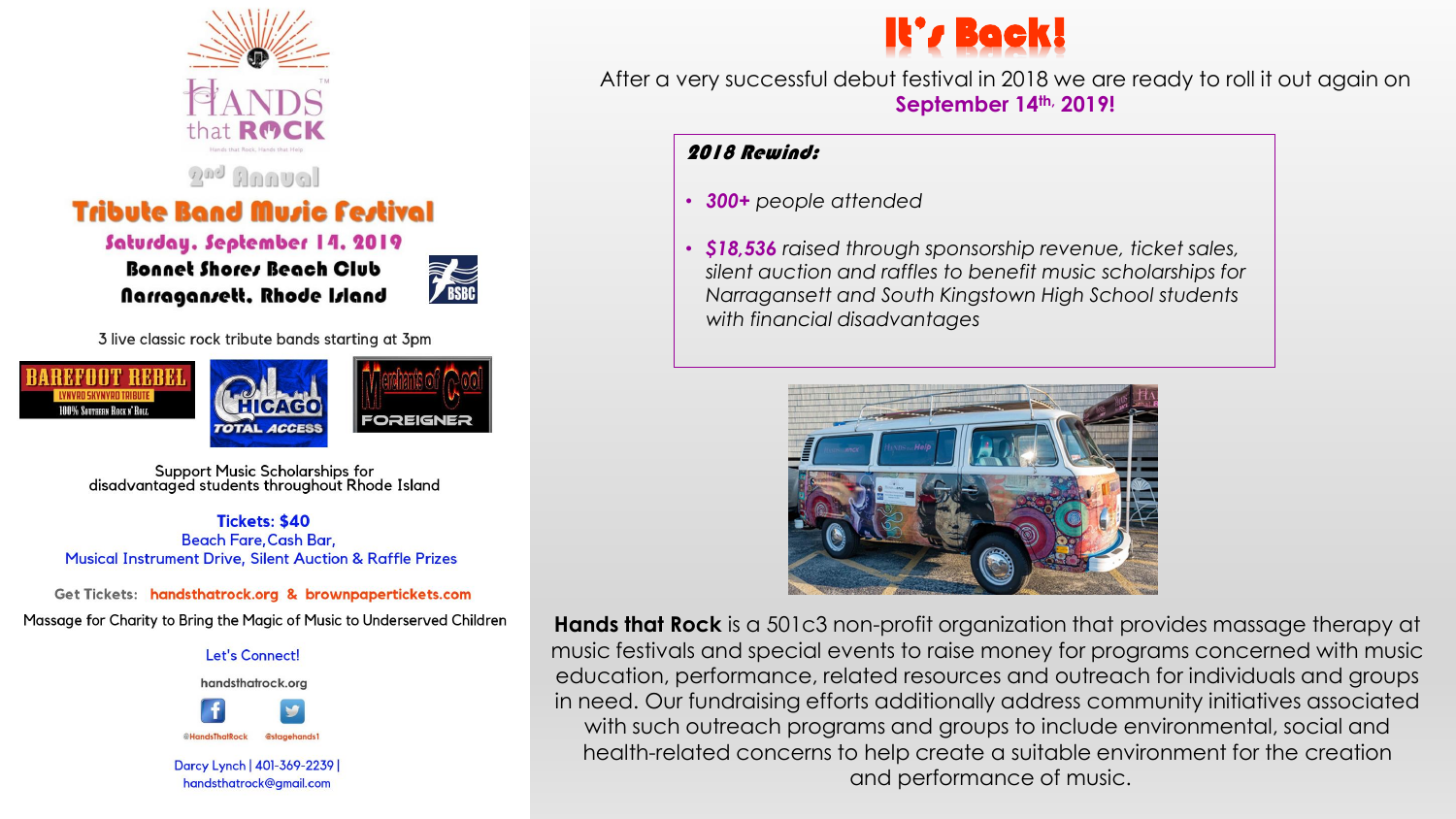# HANDS that ROCK™

Hands that Rock, Hands that Help

## 2nd Annual

## Tribute Band Music Festival

**Saturday, September 14, 2019**

**Bonnet Shores Beach Club**

**Narragansett, Rhode Island**

BSBC

3 live classic rock tribute bands starting at 3pm

BAREFOOT REBEL – LYNYRD SKYNYRD TRIBUTE – 100% Southern Rock N' Roll

CHICAGO TOTAL ACCESS

Merchants of Cool – FOREIGNER

Support Music Scholarships for disadvantaged students throughout Rhode Island

**Tickets: $40**

Beach Fare, Cash Bar,

Musical Instrument Drive, Silent Auction & Raffle Prizes

Get Tickets: **handsthatrock.org & brownpapertickets.com**

Massage for Charity to Bring the Magic of Music to Underserved Children

Let's Connect!

handsthatrock.org

@HandsThatRock @stagehands1

Darcy Lynch | 401-369-2239 | handsthatrock@gmail.com

# It's Back!

After a very successful debut festival in 2018 we are ready to roll it out again on **September 14th, 2019!**

***2018 Rewind:***

- ***300+** people attended*
- ***$18,536** raised through sponsorship revenue, ticket sales, silent auction and raffles to benefit music scholarships for Narragansett and South Kingstown High School students with financial disadvantages*

**Hands that Rock** is a 501c3 non-profit organization that provides massage therapy at music festivals and special events to raise money for programs concerned with music education, performance, related resources and outreach for individuals and groups in need. Our fundraising efforts additionally address community initiatives associated with such outreach programs and groups to include environmental, social and health-related concerns to help create a suitable environment for the creation and performance of music.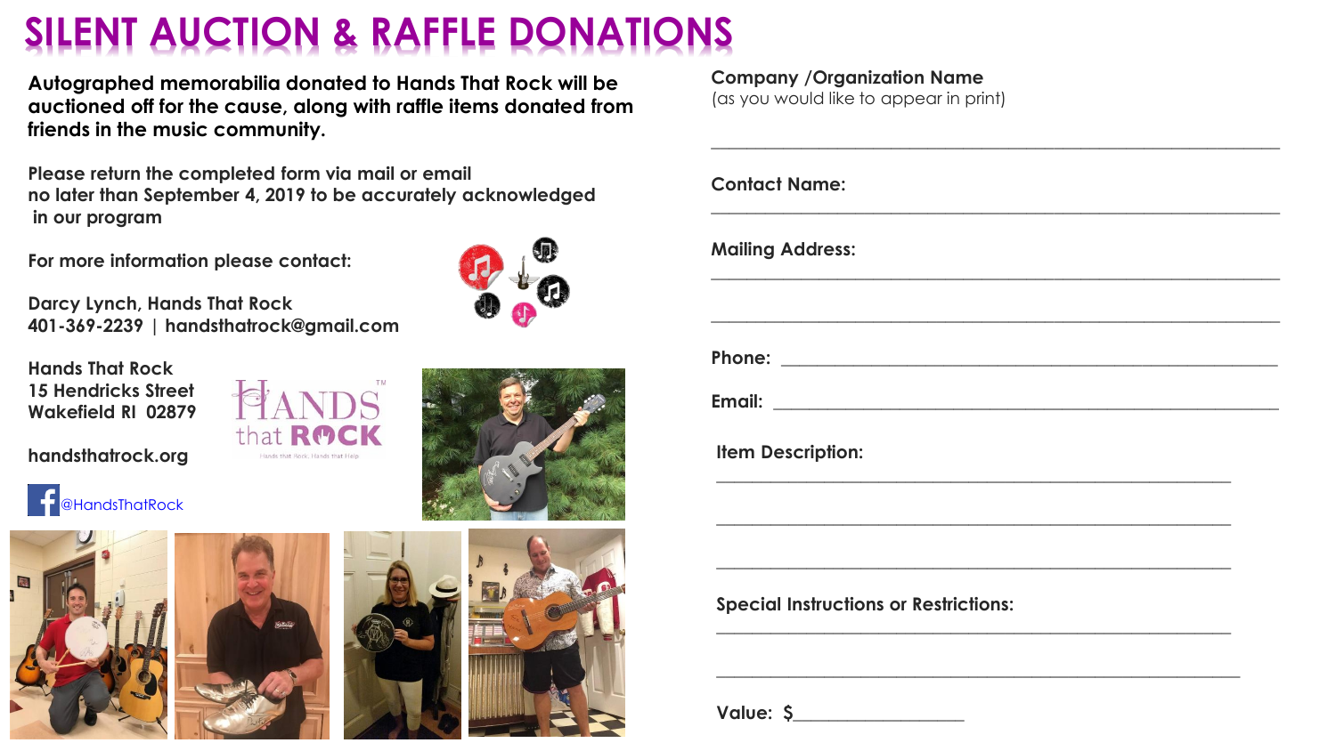# SILENT AUCTION & RAFFLE DONATIONS

**Autographed memorabilia donated to Hands That Rock will be auctioned off for the cause, along with raffle items donated from friends in the music community.**

**Please return the completed form via mail or email no later than September 4, 2019 to be accurately acknowledged in our program**

**For more information please contact:**

**Darcy Lynch, Hands That Rock**
**401-369-2239 | handsthatrock@gmail.com**

**Hands That Rock**
**15 Hendricks Street**
**Wakefield RI 02879**

**handsthatrock.org**

@HandsThatRock

**Company /Organization Name**
(as you would like to appear in print)

\_\_\_\_\_\_\_\_\_\_\_\_\_\_\_\_\_\_\_\_\_\_\_\_\_\_\_\_\_\_\_\_\_\_\_\_\_\_\_\_\_\_\_\_\_\_\_\_

**Contact Name:** \_\_\_\_\_\_\_\_\_\_\_\_\_\_\_\_\_\_\_\_\_\_\_\_\_\_\_\_\_\_\_\_\_\_\_\_\_\_\_\_

**Mailing Address:** \_\_\_\_\_\_\_\_\_\_\_\_\_\_\_\_\_\_\_\_\_\_\_\_\_\_\_\_\_\_\_\_\_\_\_\_\_\_

\_\_\_\_\_\_\_\_\_\_\_\_\_\_\_\_\_\_\_\_\_\_\_\_\_\_\_\_\_\_\_\_\_\_\_\_\_\_\_\_\_\_\_\_\_\_\_\_

**Phone:** \_\_\_\_\_\_\_\_\_\_\_\_\_\_\_\_\_\_\_\_\_\_\_\_\_\_\_\_\_\_\_\_\_\_\_\_\_\_\_\_\_\_

**Email:** \_\_\_\_\_\_\_\_\_\_\_\_\_\_\_\_\_\_\_\_\_\_\_\_\_\_\_\_\_\_\_\_\_\_\_\_\_\_\_\_\_\_

**Item Description:**

\_\_\_\_\_\_\_\_\_\_\_\_\_\_\_\_\_\_\_\_\_\_\_\_\_\_\_\_\_\_\_\_\_\_\_\_\_\_\_\_\_\_\_\_\_\_\_\_

\_\_\_\_\_\_\_\_\_\_\_\_\_\_\_\_\_\_\_\_\_\_\_\_\_\_\_\_\_\_\_\_\_\_\_\_\_\_\_\_\_\_\_\_\_\_\_\_

\_\_\_\_\_\_\_\_\_\_\_\_\_\_\_\_\_\_\_\_\_\_\_\_\_\_\_\_\_\_\_\_\_\_\_\_\_\_\_\_\_\_\_\_\_\_\_\_

**Special Instructions or Restrictions:**

\_\_\_\_\_\_\_\_\_\_\_\_\_\_\_\_\_\_\_\_\_\_\_\_\_\_\_\_\_\_\_\_\_\_\_\_\_\_\_\_\_\_\_\_\_\_\_\_

\_\_\_\_\_\_\_\_\_\_\_\_\_\_\_\_\_\_\_\_\_\_\_\_\_\_\_\_\_\_\_\_\_\_\_\_\_\_\_\_\_\_\_\_\_\_\_\_

**Value: $**\_\_\_\_\_\_\_\_\_\_\_\_\_\_\_\_